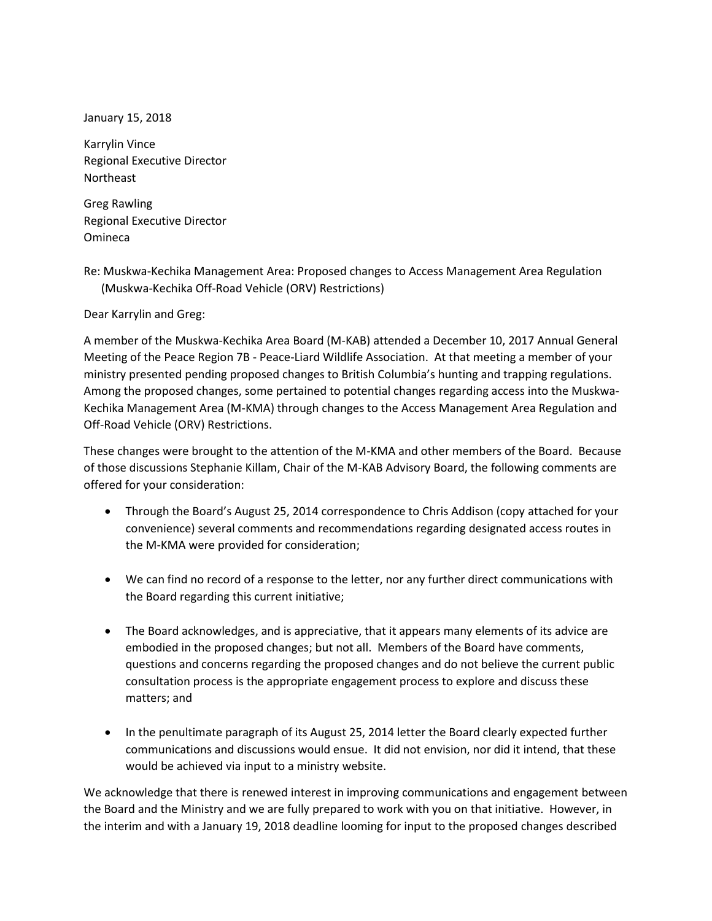January 15, 2018

Karrylin Vince
Regional Executive Director
Northeast

Greg Rawling
Regional Executive Director
Omineca

Re: Muskwa-Kechika Management Area: Proposed changes to Access Management Area Regulation (Muskwa-Kechika Off-Road Vehicle (ORV) Restrictions)

Dear Karrylin and Greg:

A member of the Muskwa-Kechika Area Board (M-KAB) attended a December 10, 2017 Annual General Meeting of the Peace Region 7B - Peace-Liard Wildlife Association. At that meeting a member of your ministry presented pending proposed changes to British Columbia's hunting and trapping regulations. Among the proposed changes, some pertained to potential changes regarding access into the Muskwa-Kechika Management Area (M-KMA) through changes to the Access Management Area Regulation and Off-Road Vehicle (ORV) Restrictions.

These changes were brought to the attention of the M-KMA and other members of the Board. Because of those discussions Stephanie Killam, Chair of the M-KAB Advisory Board, the following comments are offered for your consideration:

- Through the Board's August 25, 2014 correspondence to Chris Addison (copy attached for your convenience) several comments and recommendations regarding designated access routes in the M-KMA were provided for consideration;

- We can find no record of a response to the letter, nor any further direct communications with the Board regarding this current initiative;

- The Board acknowledges, and is appreciative, that it appears many elements of its advice are embodied in the proposed changes; but not all. Members of the Board have comments, questions and concerns regarding the proposed changes and do not believe the current public consultation process is the appropriate engagement process to explore and discuss these matters; and

- In the penultimate paragraph of its August 25, 2014 letter the Board clearly expected further communications and discussions would ensue. It did not envision, nor did it intend, that these would be achieved via input to a ministry website.

We acknowledge that there is renewed interest in improving communications and engagement between the Board and the Ministry and we are fully prepared to work with you on that initiative. However, in the interim and with a January 19, 2018 deadline looming for input to the proposed changes described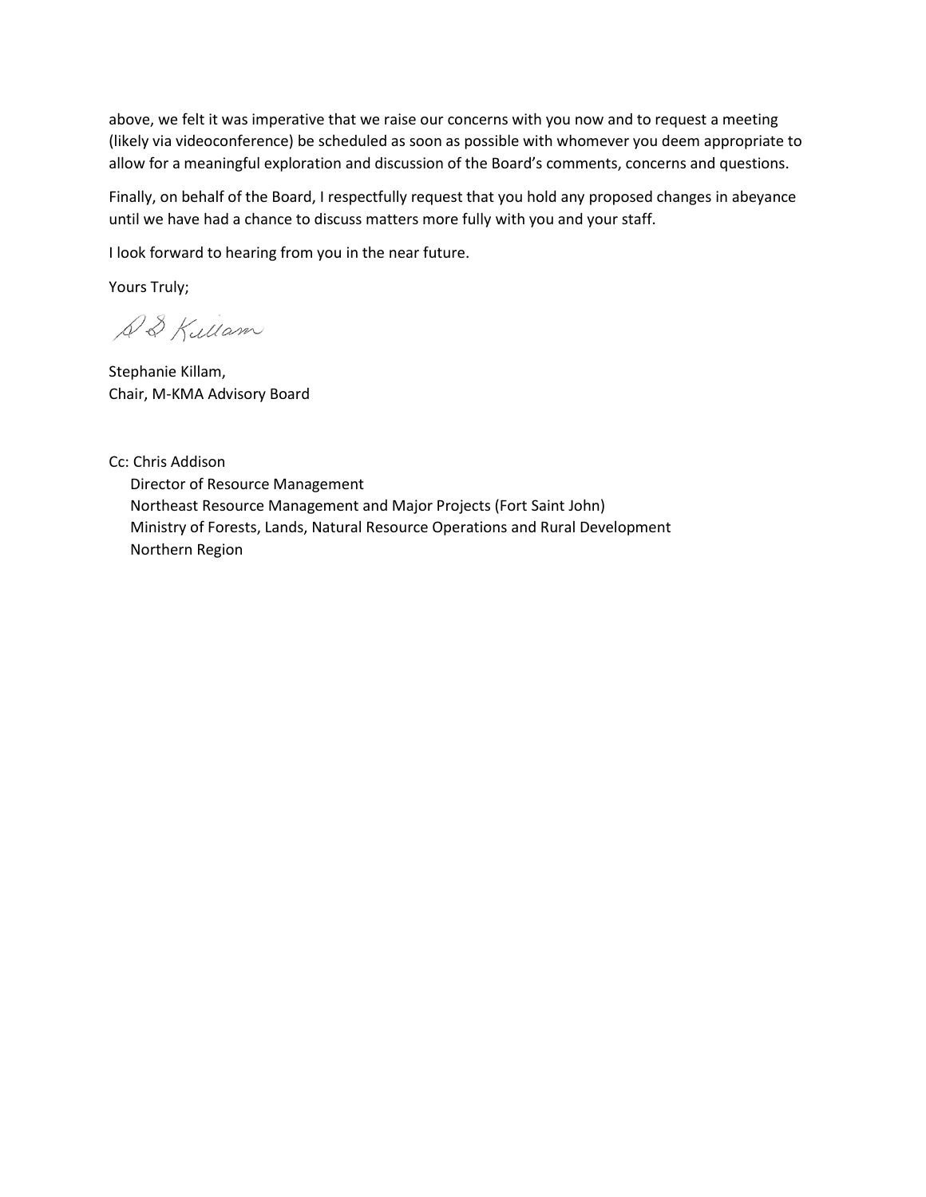above, we felt it was imperative that we raise our concerns with you now and to request a meeting (likely via videoconference) be scheduled as soon as possible with whomever you deem appropriate to allow for a meaningful exploration and discussion of the Board's comments, concerns and questions.

Finally, on behalf of the Board, I respectfully request that you hold any proposed changes in abeyance until we have had a chance to discuss matters more fully with you and your staff.

I look forward to hearing from you in the near future.

Yours Truly;

S S Killam

Stephanie Killam,
Chair, M-KMA Advisory Board

Cc: Chris Addison
Director of Resource Management
Northeast Resource Management and Major Projects (Fort Saint John)
Ministry of Forests, Lands, Natural Resource Operations and Rural Development
Northern Region